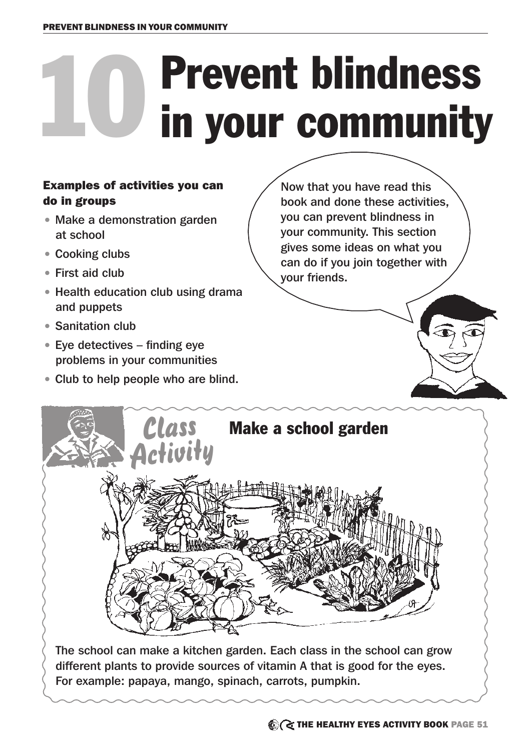# 10 Prevent blindness in your community

### Examples of activities you can do in groups

- Make a demonstration garden at school
- Cooking clubs
- First aid club
- Health education club using drama and puppets
- Sanitation club
- Eye detectives – finding eye problems in your communities
- Club to help people who are blind.

Now that you have read this book and done these activities, you can prevent blindness in your community. This section gives some ideas on what you can do if you join together with your friends.

## Class Activity

### Make a school garden

The school can make a kitchen garden. Each class in the school can grow different plants to provide sources of vitamin A that is good for the eyes. For example: papaya, mango, spinach, carrots, pumpkin.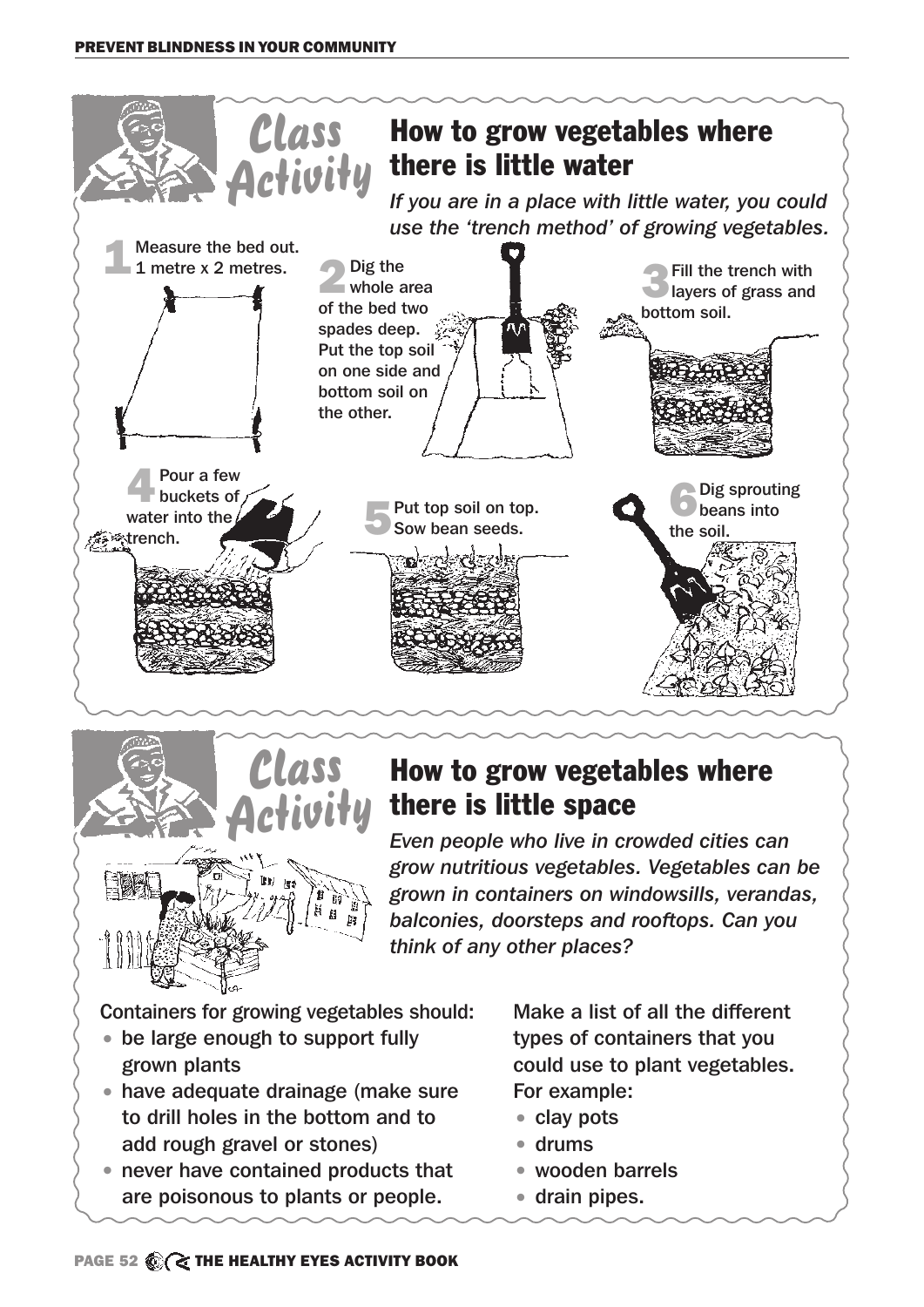## Class Activity

## How to grow vegetables where there is little water

*If you are in a place with little water, you could use the 'trench method' of growing vegetables.*

1. Measure the bed out. 1 metre x 2 metres.
2. Dig the whole area of the bed two spades deep. Put the top soil on one side and bottom soil on the other.
3. Fill the trench with layers of grass and bottom soil.
4. Pour a few buckets of water into the trench.
5. Put top soil on top. Sow bean seeds.
6. Dig sprouting beans into the soil.

## Class Activity

## How to grow vegetables where there is little space

*Even people who live in crowded cities can grow nutritious vegetables. Vegetables can be grown in containers on windowsills, verandas, balconies, doorsteps and rooftops. Can you think of any other places?*

Containers for growing vegetables should:

- be large enough to support fully grown plants
- have adequate drainage (make sure to drill holes in the bottom and to add rough gravel or stones)
- never have contained products that are poisonous to plants or people.

Make a list of all the different types of containers that you could use to plant vegetables. For example:

- clay pots
- drums
- wooden barrels
- drain pipes.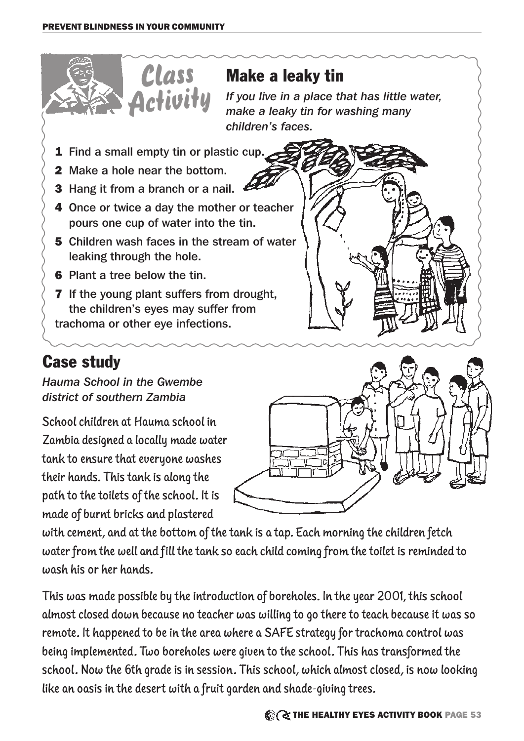## Class Activity

### Make a leaky tin

*If you live in a place that has little water, make a leaky tin for washing many children's faces.*

1. Find a small empty tin or plastic cup.
2. Make a hole near the bottom.
3. Hang it from a branch or a nail.
4. Once or twice a day the mother or teacher pours one cup of water into the tin.
5. Children wash faces in the stream of water leaking through the hole.
6. Plant a tree below the tin.
7. If the young plant suffers from drought, the children's eyes may suffer from trachoma or other eye infections.

## Case study

*Hauma School in the Gwembe district of southern Zambia*

School children at Hauma school in Zambia designed a locally made water tank to ensure that everyone washes their hands. This tank is along the path to the toilets of the school. It is made of burnt bricks and plastered with cement, and at the bottom of the tank is a tap. Each morning the children fetch water from the well and fill the tank so each child coming from the toilet is reminded to wash his or her hands.

This was made possible by the introduction of boreholes. In the year 2001, this school almost closed down because no teacher was willing to go there to teach because it was so remote. It happened to be in the area where a SAFE strategy for trachoma control was being implemented. Two boreholes were given to the school. This has transformed the school. Now the 6th grade is in session. This school, which almost closed, is now looking like an oasis in the desert with a fruit garden and shade-giving trees.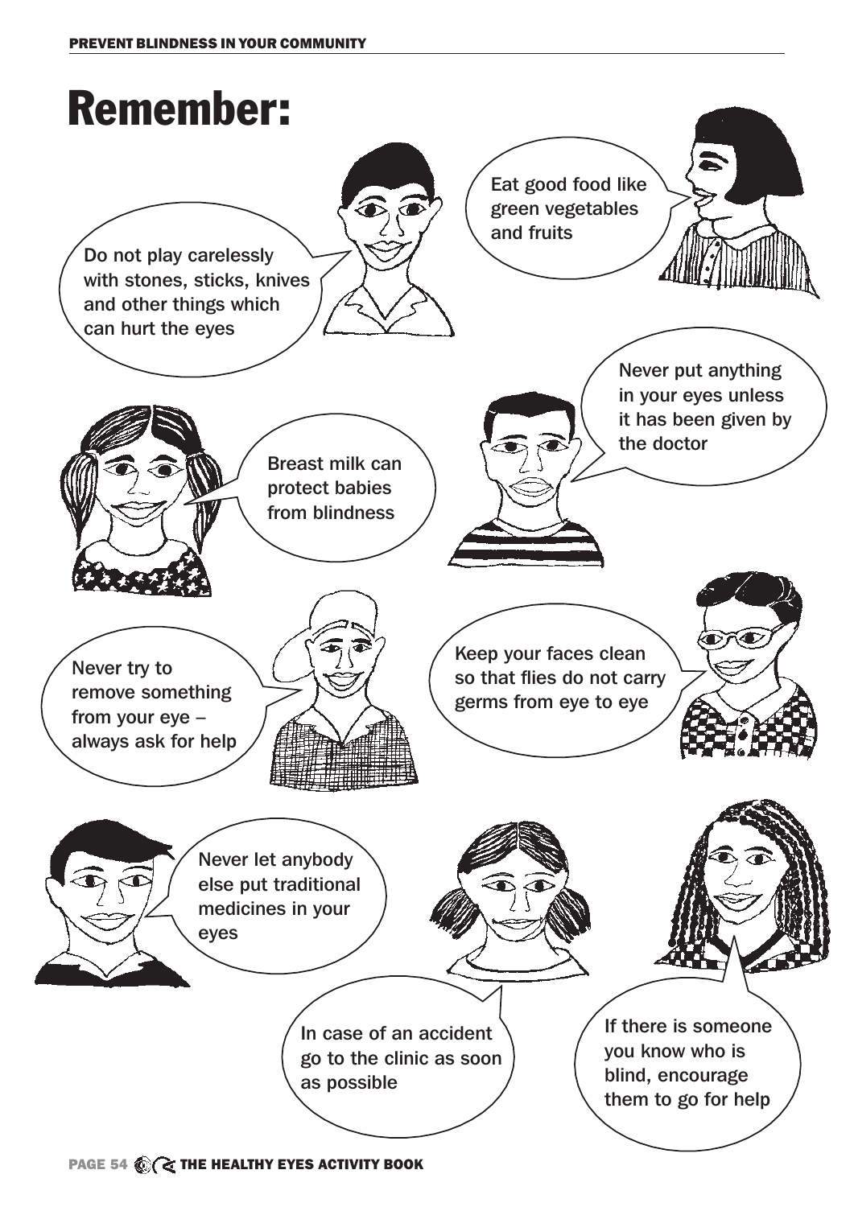# Remember:

Do not play carelessly with stones, sticks, knives and other things which can hurt the eyes

Eat good food like green vegetables and fruits

Never put anything in your eyes unless it has been given by the doctor

Breast milk can protect babies from blindness

Never try to remove something from your eye – always ask for help

Keep your faces clean so that flies do not carry germs from eye to eye

Never let anybody else put traditional medicines in your eyes

In case of an accident go to the clinic as soon as possible

If there is someone you know who is blind, encourage them to go for help